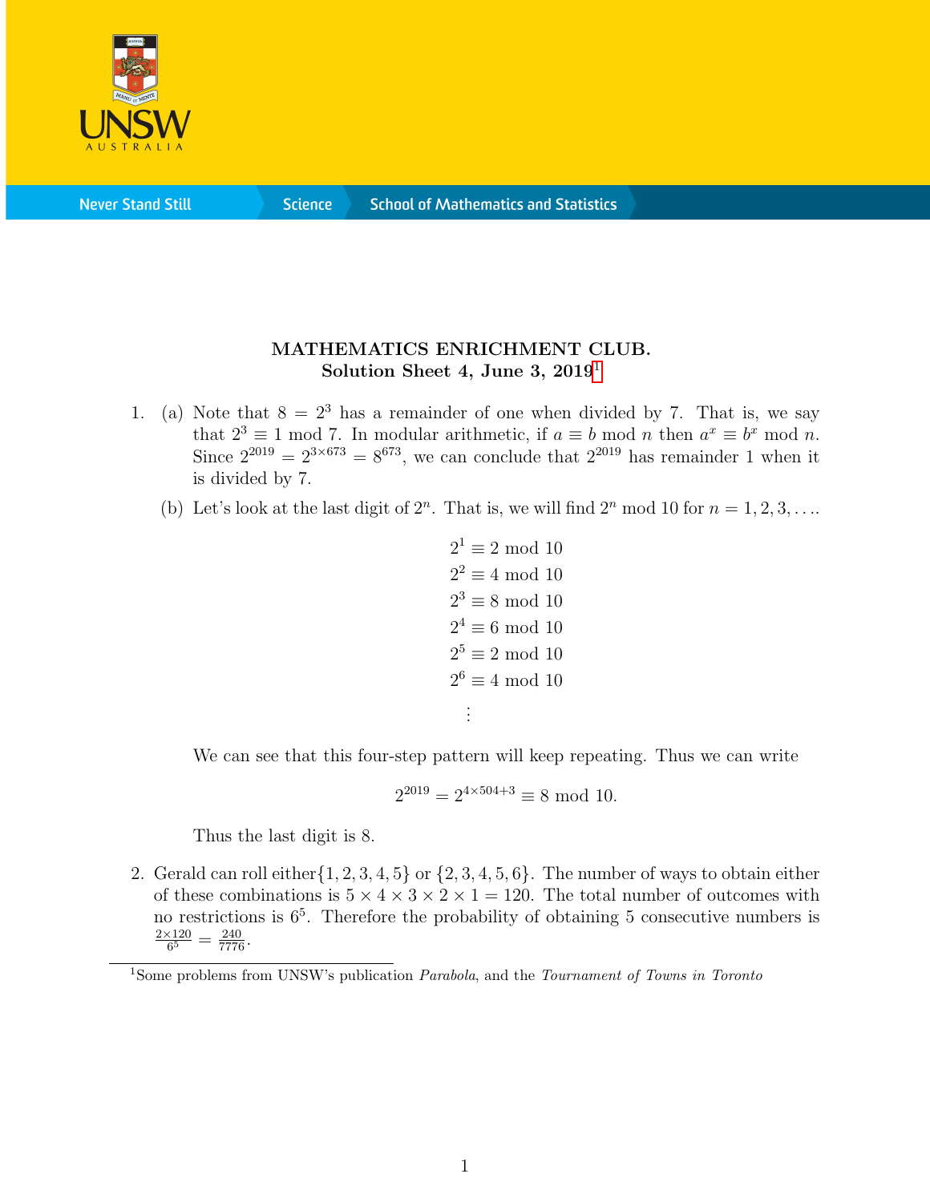**MATHEMATICS ENRICHMENT CLUB.**
**Solution Sheet 4, June 3, 2019**[1]

1. (a) Note that $8 = 2^3$ has a remainder of one when divided by 7. That is, we say that $2^3 \equiv 1 \bmod 7$. In modular arithmetic, if $a \equiv b \bmod n$ then $a^x \equiv b^x \bmod n$. Since $2^{2019} = 2^{3\times 673} = 8^{673}$, we can conclude that $2^{2019}$ has remainder 1 when it is divided by 7.

   (b) Let's look at the last digit of $2^n$. That is, we will find $2^n \bmod 10$ for $n = 1, 2, 3, \ldots$.

$$
\begin{aligned}
2^1 &\equiv 2 \bmod 10 \\
2^2 &\equiv 4 \bmod 10 \\
2^3 &\equiv 8 \bmod 10 \\
2^4 &\equiv 6 \bmod 10 \\
2^5 &\equiv 2 \bmod 10 \\
2^6 &\equiv 4 \bmod 10 \\
&\vdots
\end{aligned}
$$

   We can see that this four-step pattern will keep repeating. Thus we can write

$$2^{2019} = 2^{4\times 504+3} \equiv 8 \bmod 10.$$

   Thus the last digit is 8.

2. Gerald can roll either$\{1, 2, 3, 4, 5\}$ or $\{2, 3, 4, 5, 6\}$. The number of ways to obtain either of these combinations is $5 \times 4 \times 3 \times 2 \times 1 = 120$. The total number of outcomes with no restrictions is $6^5$. Therefore the probability of obtaining 5 consecutive numbers is $\frac{2\times 120}{6^5} = \frac{240}{7776}$.

[1] Some problems from UNSW's publication *Parabola*, and the *Tournament of Towns in Toronto*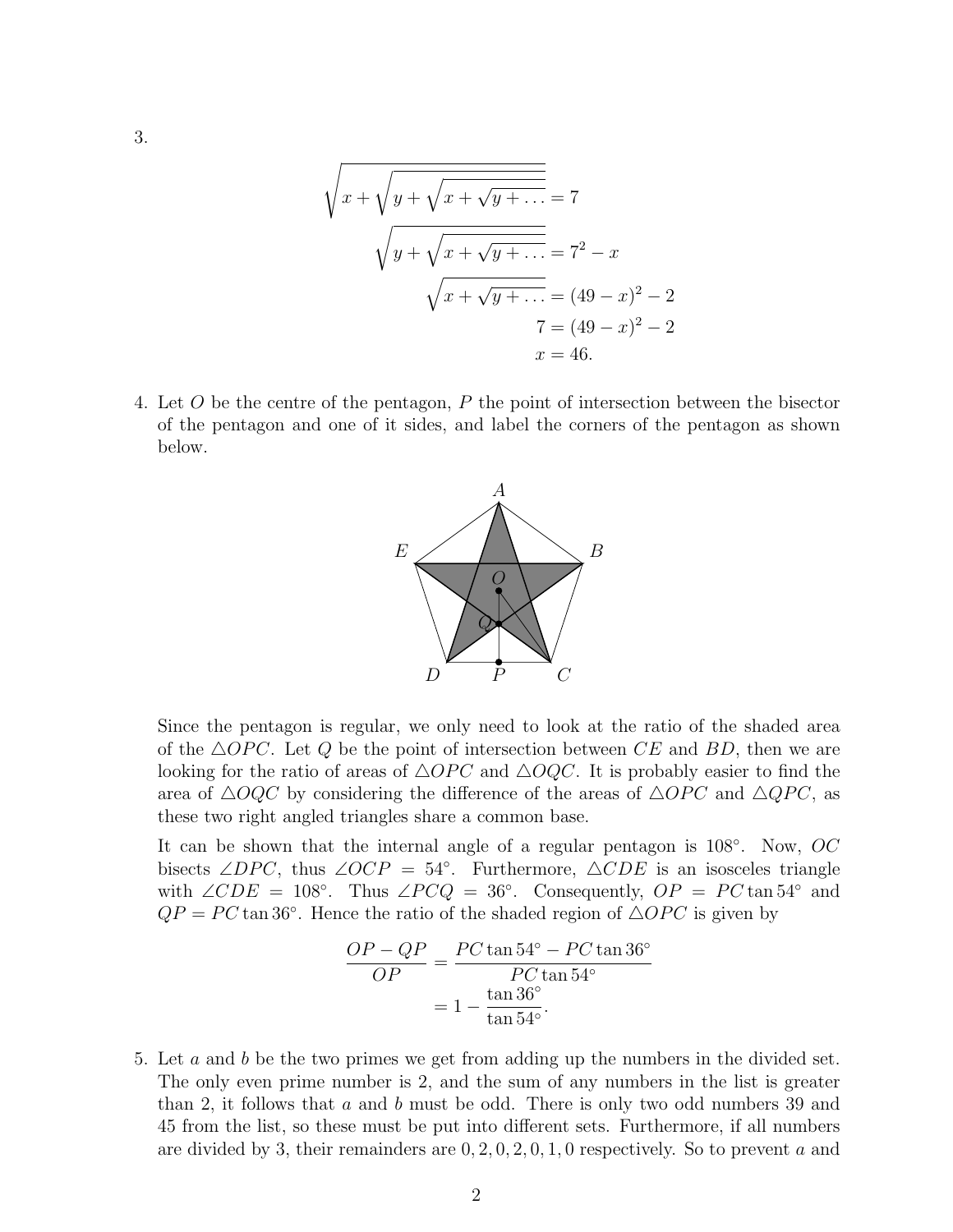3.

$$
\begin{aligned}
\sqrt{x+\sqrt{y+\sqrt{x+\sqrt{y+\ldots}}}} &= 7 \\
\sqrt{y+\sqrt{x+\sqrt{y+\ldots}}} &= 7^2 - x \\
\sqrt{x+\sqrt{y+\ldots}} &= (49-x)^2 - 2 \\
7 &= (49-x)^2 - 2 \\
x &= 46.
\end{aligned}
$$

4. Let $O$ be the centre of the pentagon, $P$ the point of intersection between the bisector of the pentagon and one of it sides, and label the corners of the pentagon as shown below.

Since the pentagon is regular, we only need to look at the ratio of the shaded area of the $\triangle OPC$. Let $Q$ be the point of intersection between $CE$ and $BD$, then we are looking for the ratio of areas of $\triangle OPC$ and $\triangle OQC$. It is probably easier to find the area of $\triangle OQC$ by considering the difference of the areas of $\triangle OPC$ and $\triangle QPC$, as these two right angled triangles share a common base.

It can be shown that the internal angle of a regular pentagon is $108^\circ$. Now, $OC$ bisects $\angle DPC$, thus $\angle OCP = 54^\circ$. Furthermore, $\triangle CDE$ is an isosceles triangle with $\angle CDE = 108^\circ$. Thus $\angle PCQ = 36^\circ$. Consequently, $OP = PC\tan 54^\circ$ and $QP = PC\tan 36^\circ$. Hence the ratio of the shaded region of $\triangle OPC$ is given by

$$
\begin{aligned}
\frac{OP - QP}{OP} &= \frac{PC\tan 54^\circ - PC\tan 36^\circ}{PC\tan 54^\circ} \\
&= 1 - \frac{\tan 36^\circ}{\tan 54^\circ}.
\end{aligned}
$$

5. Let $a$ and $b$ be the two primes we get from adding up the numbers in the divided set. The only even prime number is 2, and the sum of any numbers in the list is greater than 2, it follows that $a$ and $b$ must be odd. There is only two odd numbers 39 and 45 from the list, so these must be put into different sets. Furthermore, if all numbers are divided by 3, their remainders are $0, 2, 0, 2, 0, 1, 0$ respectively. So to prevent $a$ and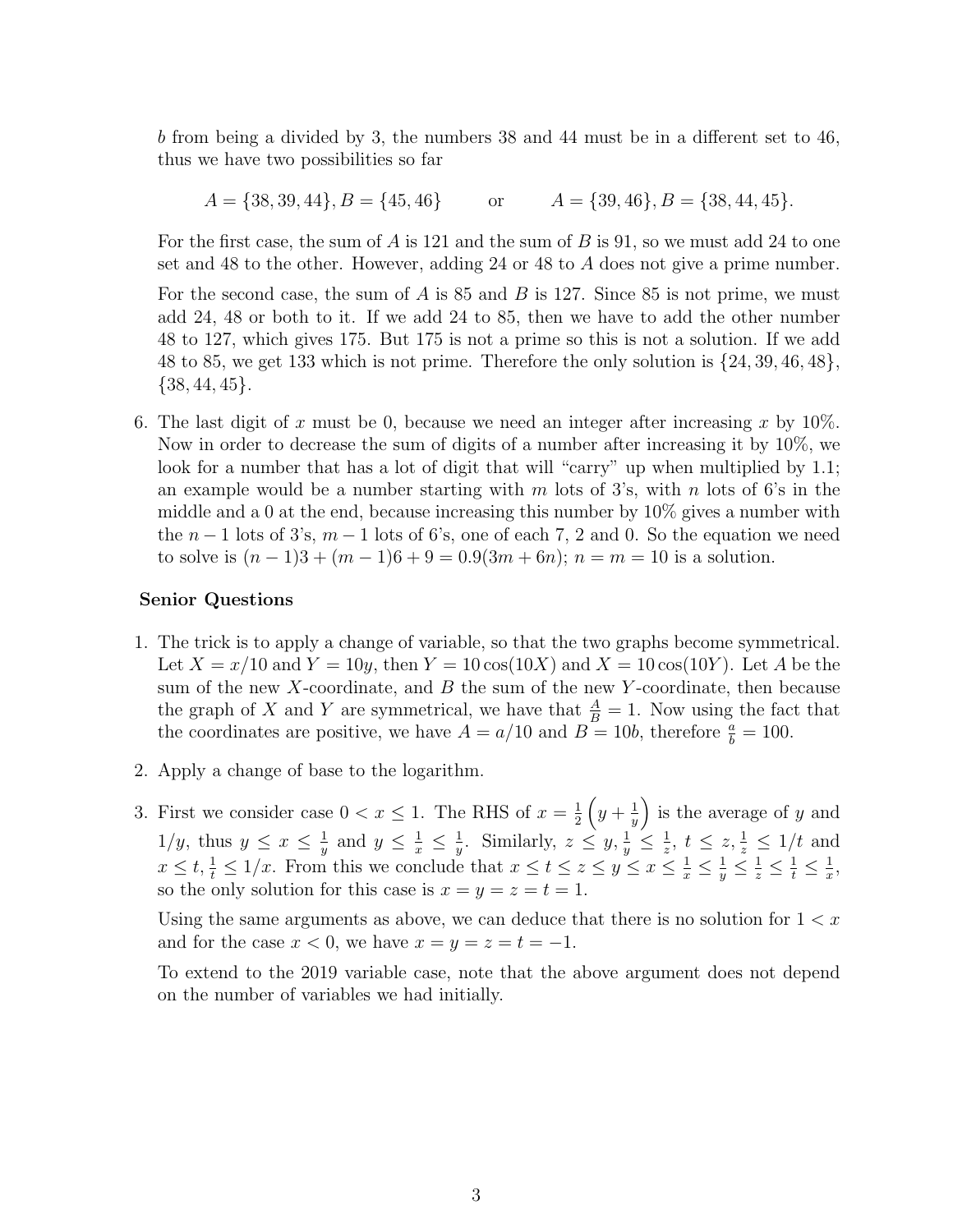$b$ from being $a$ divided by 3, the numbers 38 and 44 must be in a different set to 46, thus we have two possibilities so far

$$A = \{38, 39, 44\}, B = \{45, 46\} \qquad \text{or} \qquad A = \{39, 46\}, B = \{38, 44, 45\}.$$

For the first case, the sum of $A$ is 121 and the sum of $B$ is 91, so we must add 24 to one set and 48 to the other. However, adding 24 or 48 to $A$ does not give a prime number.

For the second case, the sum of $A$ is 85 and $B$ is 127. Since 85 is not prime, we must add 24, 48 or both to it. If we add 24 to 85, then we have to add the other number 48 to 127, which gives 175. But 175 is not a prime so this is not a solution. If we add 48 to 85, we get 133 which is not prime. Therefore the only solution is $\{24, 39, 46, 48\}$, $\{38, 44, 45\}$.

6. The last digit of $x$ must be 0, because we need an integer after increasing $x$ by 10%. Now in order to decrease the sum of digits of a number after increasing it by 10%, we look for a number that has a lot of digit that will "carry" up when multiplied by 1.1; an example would be a number starting with $m$ lots of 3's, with $n$ lots of 6's in the middle and a 0 at the end, because increasing this number by 10% gives a number with the $n-1$ lots of 3's, $m-1$ lots of 6's, one of each 7, 2 and 0. So the equation we need to solve is $(n-1)3 + (m-1)6 + 9 = 0.9(3m + 6n)$; $n = m = 10$ is a solution.

### Senior Questions

1. The trick is to apply a change of variable, so that the two graphs become symmetrical. Let $X = x/10$ and $Y = 10y$, then $Y = 10\cos(10X)$ and $X = 10\cos(10Y)$. Let $A$ be the sum of the new $X$-coordinate, and $B$ the sum of the new $Y$-coordinate, then because the graph of $X$ and $Y$ are symmetrical, we have that $\frac{A}{B} = 1$. Now using the fact that the coordinates are positive, we have $A = a/10$ and $B = 10b$, therefore $\frac{a}{b} = 100$.

2. Apply a change of base to the logarithm.

3. First we consider case $0 < x \leq 1$. The RHS of $x = \frac{1}{2}\left(y + \frac{1}{y}\right)$ is the average of $y$ and $1/y$, thus $y \leq x \leq \frac{1}{y}$ and $y \leq \frac{1}{x} \leq \frac{1}{y}$. Similarly, $z \leq y, \frac{1}{y} \leq \frac{1}{z}$, $t \leq z, \frac{1}{z} \leq 1/t$ and $x \leq t, \frac{1}{t} \leq 1/x$. From this we conclude that $x \leq t \leq z \leq y \leq x \leq \frac{1}{x} \leq \frac{1}{y} \leq \frac{1}{z} \leq \frac{1}{t} \leq \frac{1}{x}$, so the only solution for this case is $x = y = z = t = 1$.

   Using the same arguments as above, we can deduce that there is no solution for $1 < x$ and for the case $x < 0$, we have $x = y = z = t = -1$.

   To extend to the 2019 variable case, note that the above argument does not depend on the number of variables we had initially.